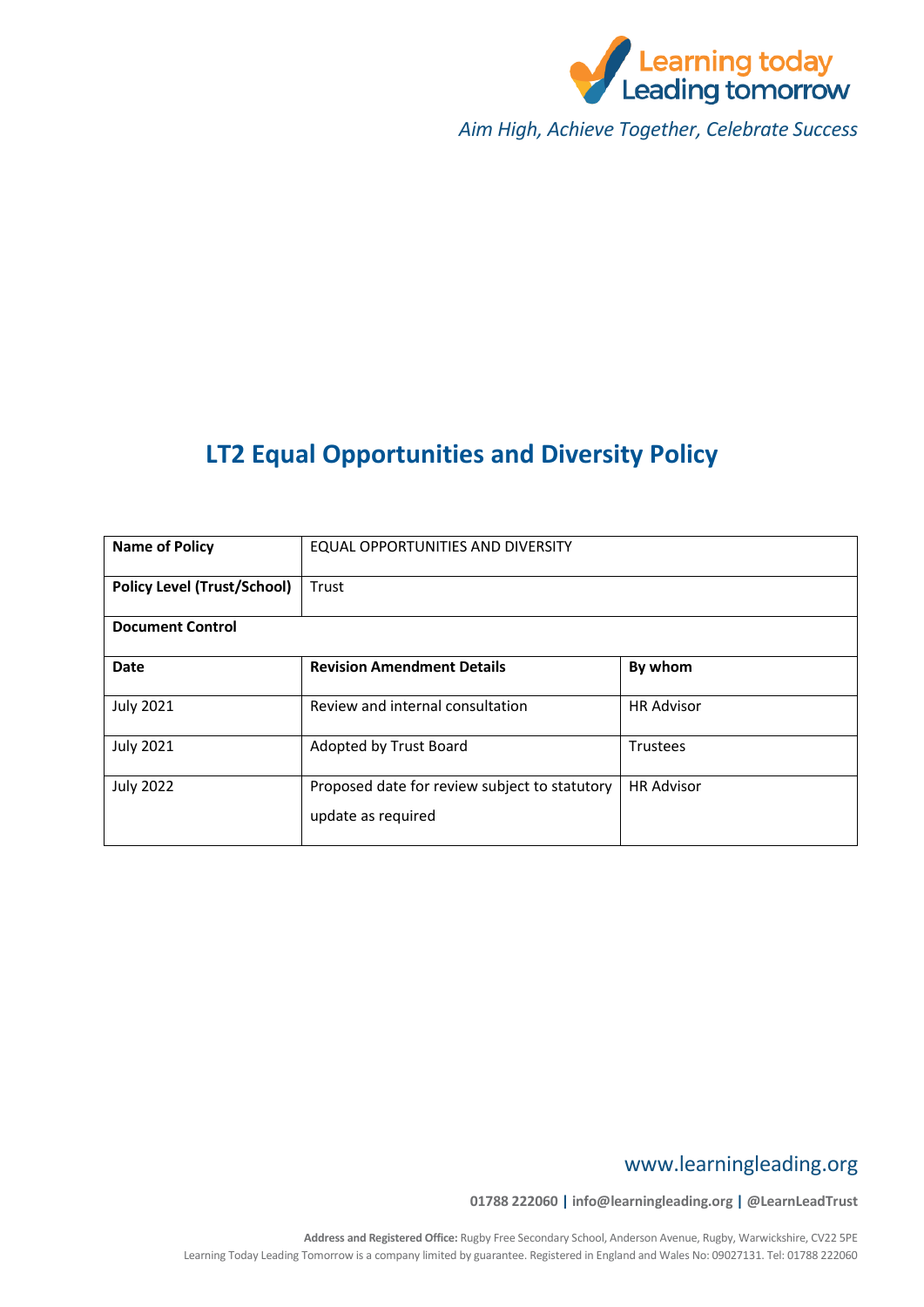Learning today Leading tomorrow

*Aim High, Achieve Together, Celebrate Success*

# LT2 Equal Opportunities and Diversity Policy

| **Name of Policy** | EQUAL OPPORTUNITIES AND DIVERSITY | |
|---|---|---|
| **Policy Level (Trust/School)** | Trust | |
| **Document Control** | | |
| **Date** | **Revision Amendment Details** | **By whom** |
| July 2021 | Review and internal consultation | HR Advisor |
| July 2021 | Adopted by Trust Board | Trustees |
| July 2022 | Proposed date for review subject to statutory update as required | HR Advisor |

www.learningleading.org

**01788 222060 | info@learningleading.org | @LearnLeadTrust**

**Address and Registered Office:** Rugby Free Secondary School, Anderson Avenue, Rugby, Warwickshire, CV22 5PE
Learning Today Leading Tomorrow is a company limited by guarantee. Registered in England and Wales No: 09027131. Tel: 01788 222060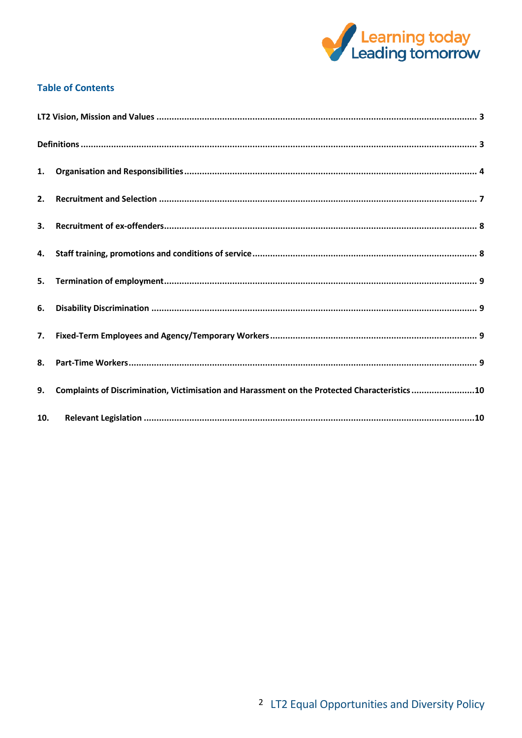## Table of Contents

LT2 Vision, Mission and Values ........ 3

Definitions ........ 3

1. Organisation and Responsibilities ........ 4
2. Recruitment and Selection ........ 7
3. Recruitment of ex-offenders ........ 8
4. Staff training, promotions and conditions of service ........ 8
5. Termination of employment ........ 9
6. Disability Discrimination ........ 9
7. Fixed-Term Employees and Agency/Temporary Workers ........ 9
8. Part-Time Workers ........ 9
9. Complaints of Discrimination, Victimisation and Harassment on the Protected Characteristics ........ 10
10. Relevant Legislation ........ 10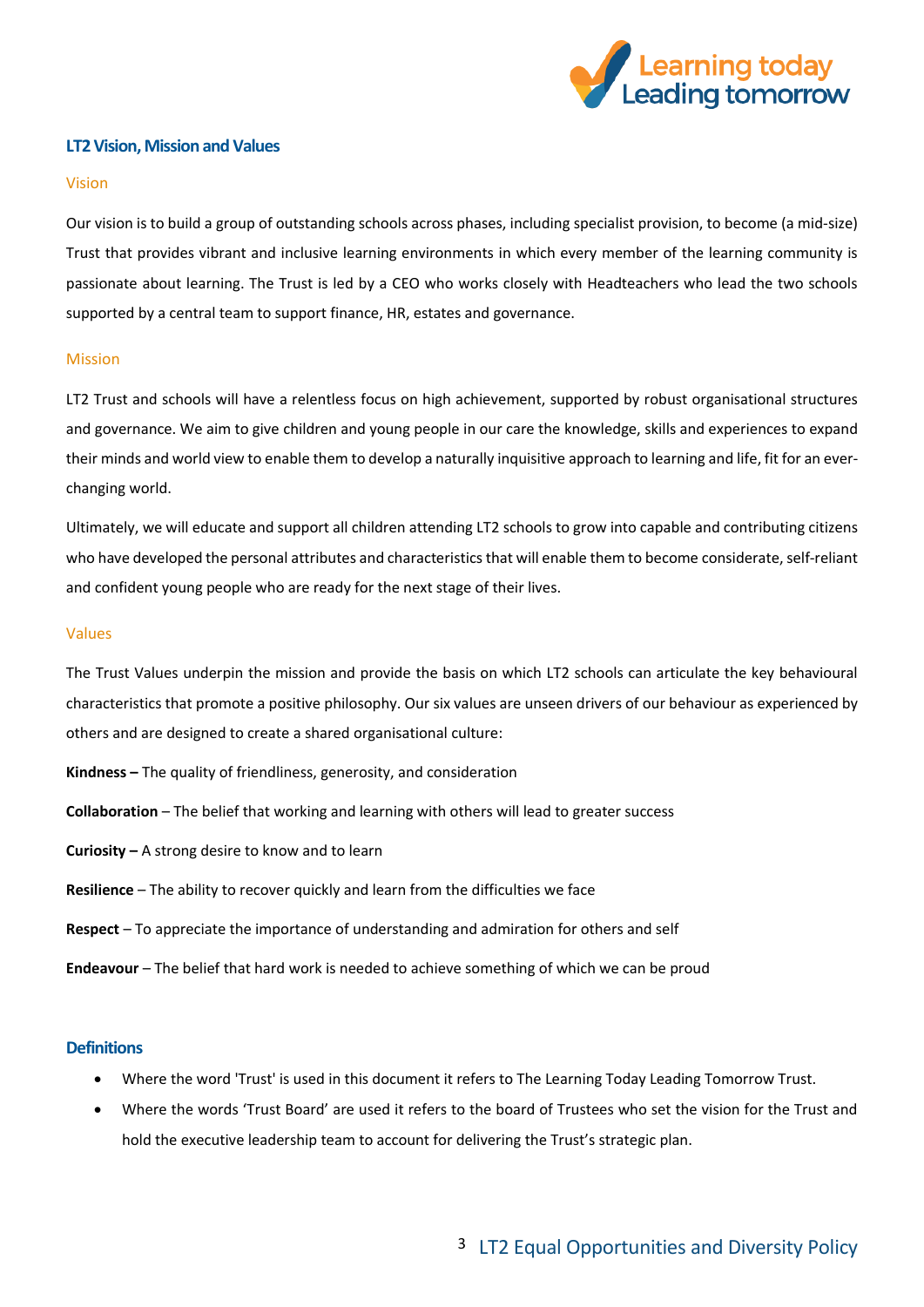## LT2 Vision, Mission and Values

### Vision

Our vision is to build a group of outstanding schools across phases, including specialist provision, to become (a mid-size) Trust that provides vibrant and inclusive learning environments in which every member of the learning community is passionate about learning. The Trust is led by a CEO who works closely with Headteachers who lead the two schools supported by a central team to support finance, HR, estates and governance.

### Mission

LT2 Trust and schools will have a relentless focus on high achievement, supported by robust organisational structures and governance. We aim to give children and young people in our care the knowledge, skills and experiences to expand their minds and world view to enable them to develop a naturally inquisitive approach to learning and life, fit for an ever-changing world.

Ultimately, we will educate and support all children attending LT2 schools to grow into capable and contributing citizens who have developed the personal attributes and characteristics that will enable them to become considerate, self-reliant and confident young people who are ready for the next stage of their lives.

### Values

The Trust Values underpin the mission and provide the basis on which LT2 schools can articulate the key behavioural characteristics that promote a positive philosophy. Our six values are unseen drivers of our behaviour as experienced by others and are designed to create a shared organisational culture:

**Kindness –** The quality of friendliness, generosity, and consideration

**Collaboration** – The belief that working and learning with others will lead to greater success

**Curiosity –** A strong desire to know and to learn

**Resilience** – The ability to recover quickly and learn from the difficulties we face

**Respect** – To appreciate the importance of understanding and admiration for others and self

**Endeavour** – The belief that hard work is needed to achieve something of which we can be proud

## Definitions

- Where the word 'Trust' is used in this document it refers to The Learning Today Leading Tomorrow Trust.
- Where the words 'Trust Board' are used it refers to the board of Trustees who set the vision for the Trust and hold the executive leadership team to account for delivering the Trust's strategic plan.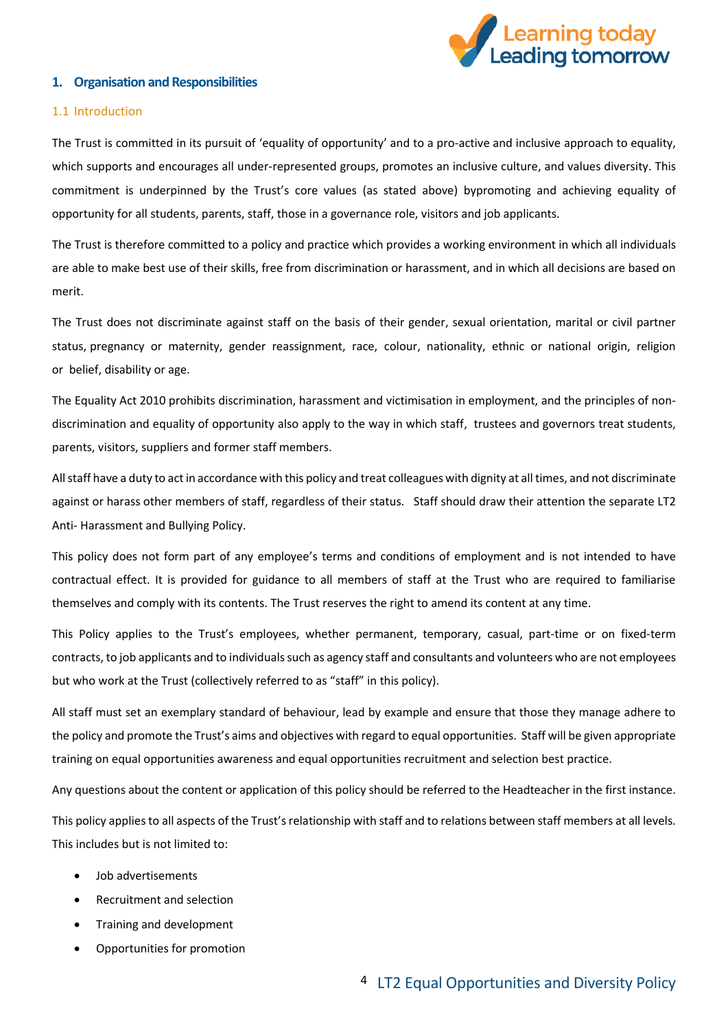## 1. Organisation and Responsibilities

### 1.1 Introduction

The Trust is committed in its pursuit of 'equality of opportunity' and to a pro-active and inclusive approach to equality, which supports and encourages all under-represented groups, promotes an inclusive culture, and values diversity. This commitment is underpinned by the Trust's core values (as stated above) bypromoting and achieving equality of opportunity for all students, parents, staff, those in a governance role, visitors and job applicants.

The Trust is therefore committed to a policy and practice which provides a working environment in which all individuals are able to make best use of their skills, free from discrimination or harassment, and in which all decisions are based on merit.

The Trust does not discriminate against staff on the basis of their gender, sexual orientation, marital or civil partner status, pregnancy or maternity, gender reassignment, race, colour, nationality, ethnic or national origin, religion or belief, disability or age.

The Equality Act 2010 prohibits discrimination, harassment and victimisation in employment, and the principles of non-discrimination and equality of opportunity also apply to the way in which staff, trustees and governors treat students, parents, visitors, suppliers and former staff members.

All staff have a duty to act in accordance with this policy and treat colleagues with dignity at all times, and not discriminate against or harass other members of staff, regardless of their status. Staff should draw their attention the separate LT2 Anti- Harassment and Bullying Policy.

This policy does not form part of any employee's terms and conditions of employment and is not intended to have contractual effect. It is provided for guidance to all members of staff at the Trust who are required to familiarise themselves and comply with its contents. The Trust reserves the right to amend its content at any time.

This Policy applies to the Trust's employees, whether permanent, temporary, casual, part-time or on fixed-term contracts, to job applicants and to individuals such as agency staff and consultants and volunteers who are not employees but who work at the Trust (collectively referred to as "staff" in this policy).

All staff must set an exemplary standard of behaviour, lead by example and ensure that those they manage adhere to the policy and promote the Trust's aims and objectives with regard to equal opportunities. Staff will be given appropriate training on equal opportunities awareness and equal opportunities recruitment and selection best practice.

Any questions about the content or application of this policy should be referred to the Headteacher in the first instance.

This policy applies to all aspects of the Trust's relationship with staff and to relations between staff members at all levels. This includes but is not limited to:

- Job advertisements
- Recruitment and selection
- Training and development
- Opportunities for promotion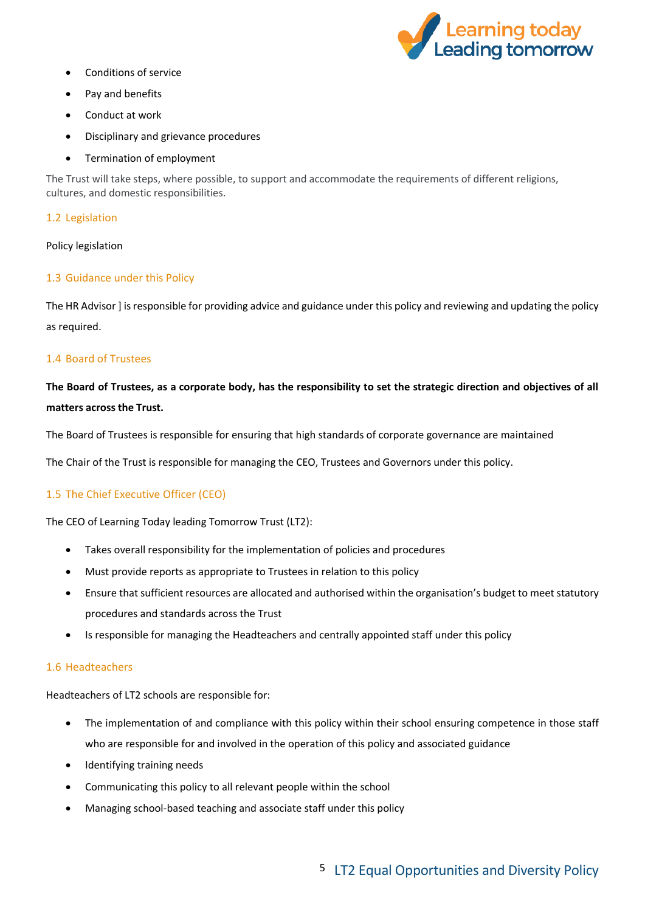- Conditions of service
- Pay and benefits
- Conduct at work
- Disciplinary and grievance procedures
- Termination of employment

The Trust will take steps, where possible, to support and accommodate the requirements of different religions, cultures, and domestic responsibilities.

### 1.2 Legislation

Policy legislation

### 1.3 Guidance under this Policy

The HR Advisor ] is responsible for providing advice and guidance under this policy and reviewing and updating the policy as required.

### 1.4 Board of Trustees

**The Board of Trustees, as a corporate body, has the responsibility to set the strategic direction and objectives of all matters across the Trust.**

The Board of Trustees is responsible for ensuring that high standards of corporate governance are maintained

The Chair of the Trust is responsible for managing the CEO, Trustees and Governors under this policy.

### 1.5 The Chief Executive Officer (CEO)

The CEO of Learning Today leading Tomorrow Trust (LT2):

- Takes overall responsibility for the implementation of policies and procedures
- Must provide reports as appropriate to Trustees in relation to this policy
- Ensure that sufficient resources are allocated and authorised within the organisation's budget to meet statutory procedures and standards across the Trust
- Is responsible for managing the Headteachers and centrally appointed staff under this policy

### 1.6 Headteachers

Headteachers of LT2 schools are responsible for:

- The implementation of and compliance with this policy within their school ensuring competence in those staff who are responsible for and involved in the operation of this policy and associated guidance
- Identifying training needs
- Communicating this policy to all relevant people within the school
- Managing school-based teaching and associate staff under this policy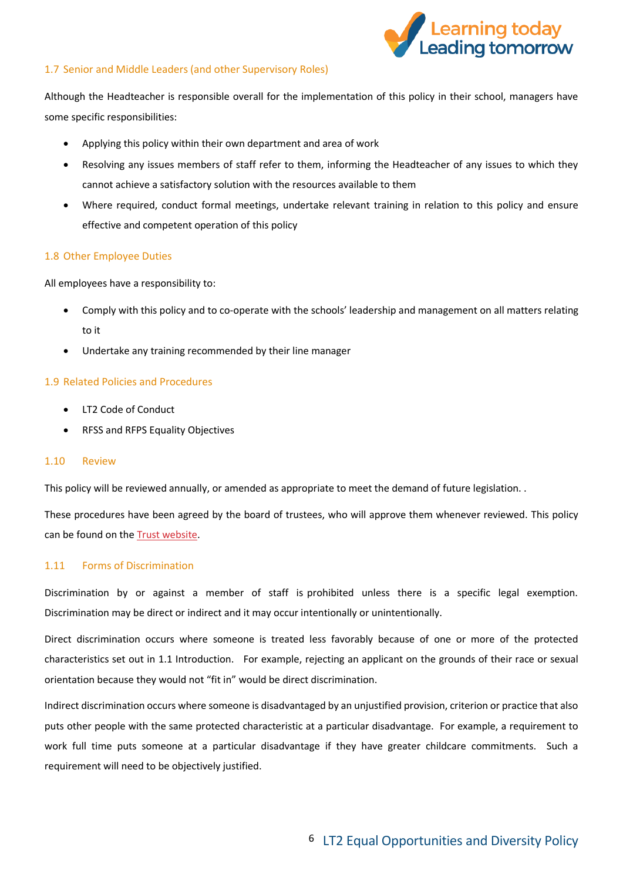### 1.7 Senior and Middle Leaders (and other Supervisory Roles)

Although the Headteacher is responsible overall for the implementation of this policy in their school, managers have some specific responsibilities:

- Applying this policy within their own department and area of work
- Resolving any issues members of staff refer to them, informing the Headteacher of any issues to which they cannot achieve a satisfactory solution with the resources available to them
- Where required, conduct formal meetings, undertake relevant training in relation to this policy and ensure effective and competent operation of this policy

### 1.8 Other Employee Duties

All employees have a responsibility to:

- Comply with this policy and to co-operate with the schools' leadership and management on all matters relating to it
- Undertake any training recommended by their line manager

### 1.9 Related Policies and Procedures

- LT2 Code of Conduct
- RFSS and RFPS Equality Objectives

### 1.10 Review

This policy will be reviewed annually, or amended as appropriate to meet the demand of future legislation. .

These procedures have been agreed by the board of trustees, who will approve them whenever reviewed. This policy can be found on the Trust website.

### 1.11 Forms of Discrimination

Discrimination by or against a member of staff is prohibited unless there is a specific legal exemption. Discrimination may be direct or indirect and it may occur intentionally or unintentionally.

Direct discrimination occurs where someone is treated less favorably because of one or more of the protected characteristics set out in 1.1 Introduction. For example, rejecting an applicant on the grounds of their race or sexual orientation because they would not "fit in" would be direct discrimination.

Indirect discrimination occurs where someone is disadvantaged by an unjustified provision, criterion or practice that also puts other people with the same protected characteristic at a particular disadvantage. For example, a requirement to work full time puts someone at a particular disadvantage if they have greater childcare commitments. Such a requirement will need to be objectively justified.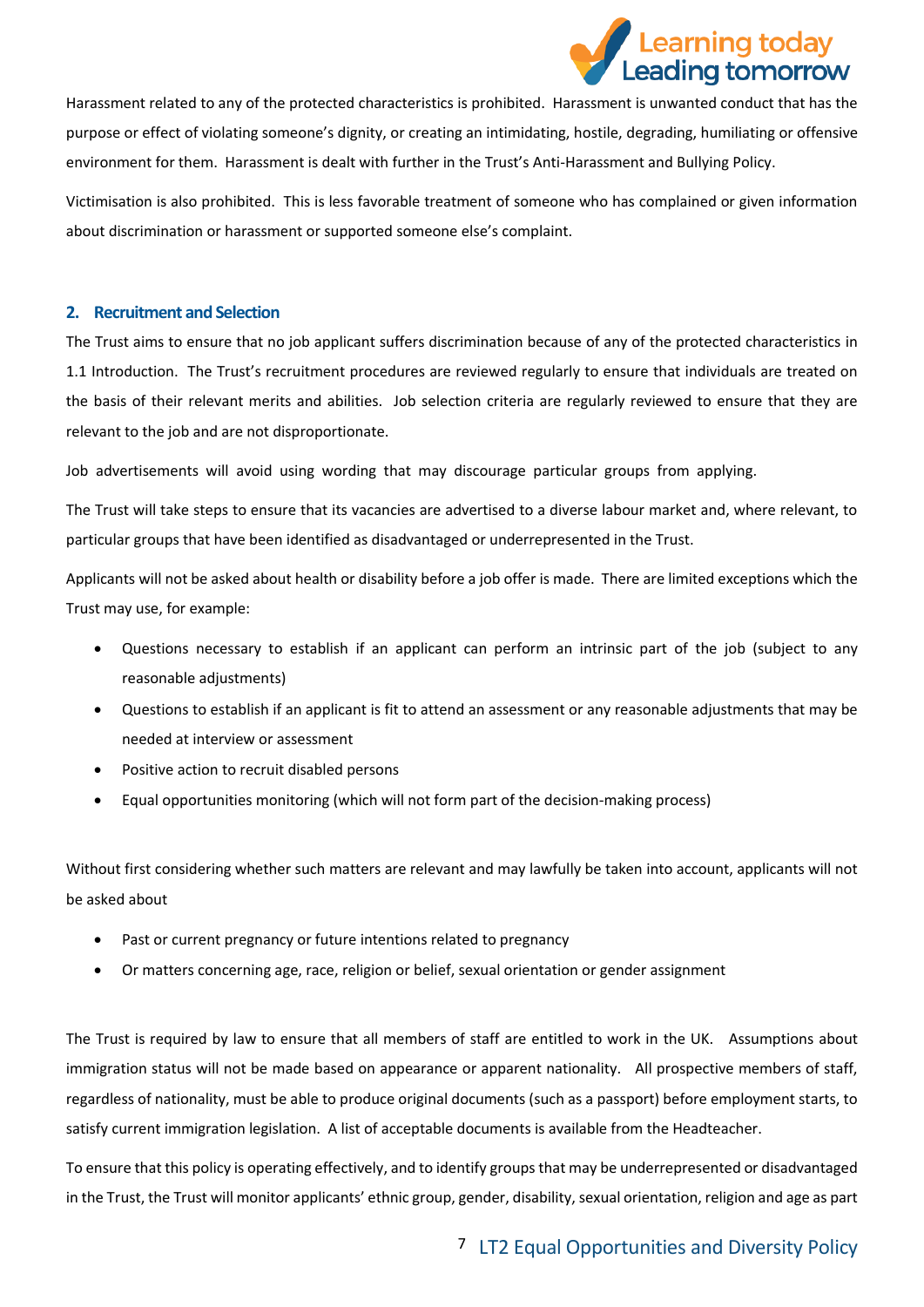Harassment related to any of the protected characteristics is prohibited. Harassment is unwanted conduct that has the purpose or effect of violating someone's dignity, or creating an intimidating, hostile, degrading, humiliating or offensive environment for them. Harassment is dealt with further in the Trust's Anti-Harassment and Bullying Policy.

Victimisation is also prohibited. This is less favorable treatment of someone who has complained or given information about discrimination or harassment or supported someone else's complaint.

## 2. Recruitment and Selection

The Trust aims to ensure that no job applicant suffers discrimination because of any of the protected characteristics in 1.1 Introduction. The Trust's recruitment procedures are reviewed regularly to ensure that individuals are treated on the basis of their relevant merits and abilities. Job selection criteria are regularly reviewed to ensure that they are relevant to the job and are not disproportionate.

Job advertisements will avoid using wording that may discourage particular groups from applying.

The Trust will take steps to ensure that its vacancies are advertised to a diverse labour market and, where relevant, to particular groups that have been identified as disadvantaged or underrepresented in the Trust.

Applicants will not be asked about health or disability before a job offer is made. There are limited exceptions which the Trust may use, for example:

- Questions necessary to establish if an applicant can perform an intrinsic part of the job (subject to any reasonable adjustments)
- Questions to establish if an applicant is fit to attend an assessment or any reasonable adjustments that may be needed at interview or assessment
- Positive action to recruit disabled persons
- Equal opportunities monitoring (which will not form part of the decision-making process)

Without first considering whether such matters are relevant and may lawfully be taken into account, applicants will not be asked about

- Past or current pregnancy or future intentions related to pregnancy
- Or matters concerning age, race, religion or belief, sexual orientation or gender assignment

The Trust is required by law to ensure that all members of staff are entitled to work in the UK. Assumptions about immigration status will not be made based on appearance or apparent nationality. All prospective members of staff, regardless of nationality, must be able to produce original documents (such as a passport) before employment starts, to satisfy current immigration legislation. A list of acceptable documents is available from the Headteacher.

To ensure that this policy is operating effectively, and to identify groups that may be underrepresented or disadvantaged in the Trust, the Trust will monitor applicants' ethnic group, gender, disability, sexual orientation, religion and age as part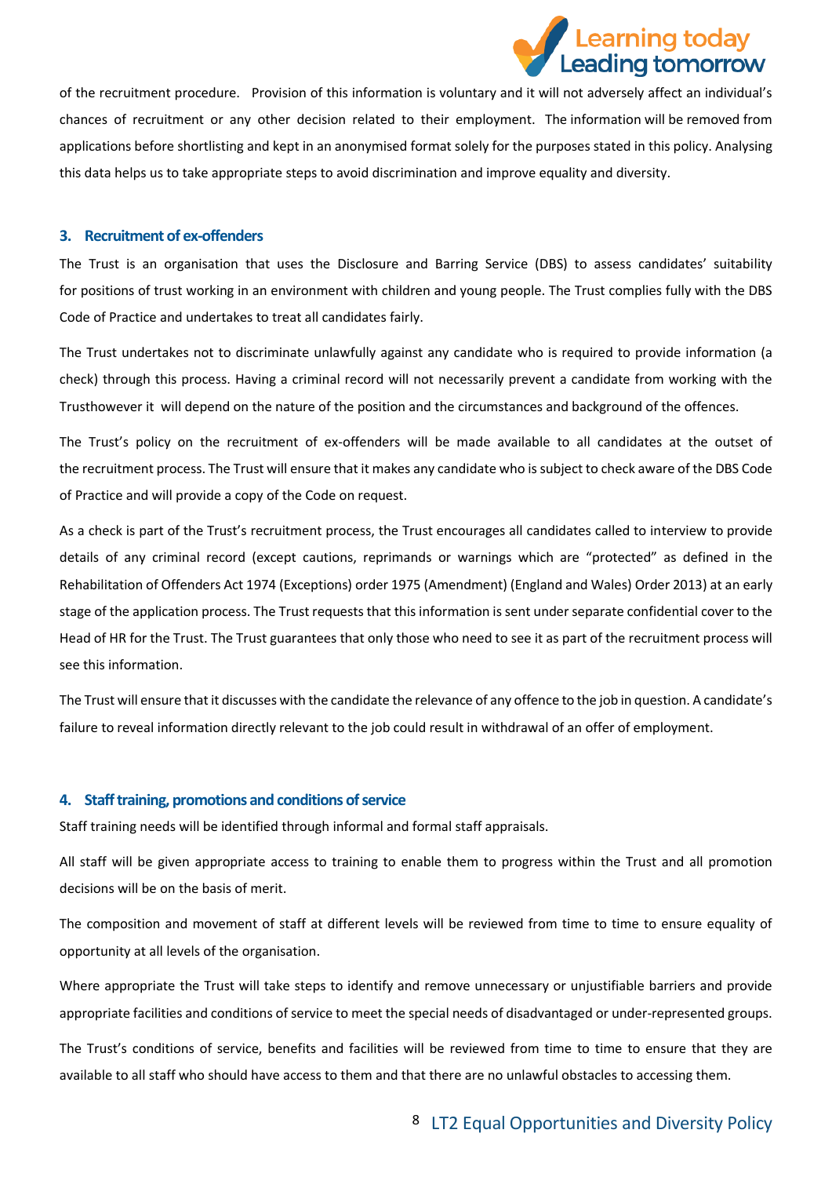of the recruitment procedure. Provision of this information is voluntary and it will not adversely affect an individual's chances of recruitment or any other decision related to their employment. The information will be removed from applications before shortlisting and kept in an anonymised format solely for the purposes stated in this policy. Analysing this data helps us to take appropriate steps to avoid discrimination and improve equality and diversity.

### 3. Recruitment of ex-offenders

The Trust is an organisation that uses the Disclosure and Barring Service (DBS) to assess candidates' suitability for positions of trust working in an environment with children and young people. The Trust complies fully with the DBS Code of Practice and undertakes to treat all candidates fairly.

The Trust undertakes not to discriminate unlawfully against any candidate who is required to provide information (a check) through this process. Having a criminal record will not necessarily prevent a candidate from working with the Trusthowever it will depend on the nature of the position and the circumstances and background of the offences.

The Trust's policy on the recruitment of ex-offenders will be made available to all candidates at the outset of the recruitment process. The Trust will ensure that it makes any candidate who is subject to check aware of the DBS Code of Practice and will provide a copy of the Code on request.

As a check is part of the Trust's recruitment process, the Trust encourages all candidates called to interview to provide details of any criminal record (except cautions, reprimands or warnings which are "protected" as defined in the Rehabilitation of Offenders Act 1974 (Exceptions) order 1975 (Amendment) (England and Wales) Order 2013) at an early stage of the application process. The Trust requests that this information is sent under separate confidential cover to the Head of HR for the Trust. The Trust guarantees that only those who need to see it as part of the recruitment process will see this information.

The Trust will ensure that it discusses with the candidate the relevance of any offence to the job in question. A candidate's failure to reveal information directly relevant to the job could result in withdrawal of an offer of employment.

### 4. Staff training, promotions and conditions of service

Staff training needs will be identified through informal and formal staff appraisals.

All staff will be given appropriate access to training to enable them to progress within the Trust and all promotion decisions will be on the basis of merit.

The composition and movement of staff at different levels will be reviewed from time to time to ensure equality of opportunity at all levels of the organisation.

Where appropriate the Trust will take steps to identify and remove unnecessary or unjustifiable barriers and provide appropriate facilities and conditions of service to meet the special needs of disadvantaged or under-represented groups.

The Trust's conditions of service, benefits and facilities will be reviewed from time to time to ensure that they are available to all staff who should have access to them and that there are no unlawful obstacles to accessing them.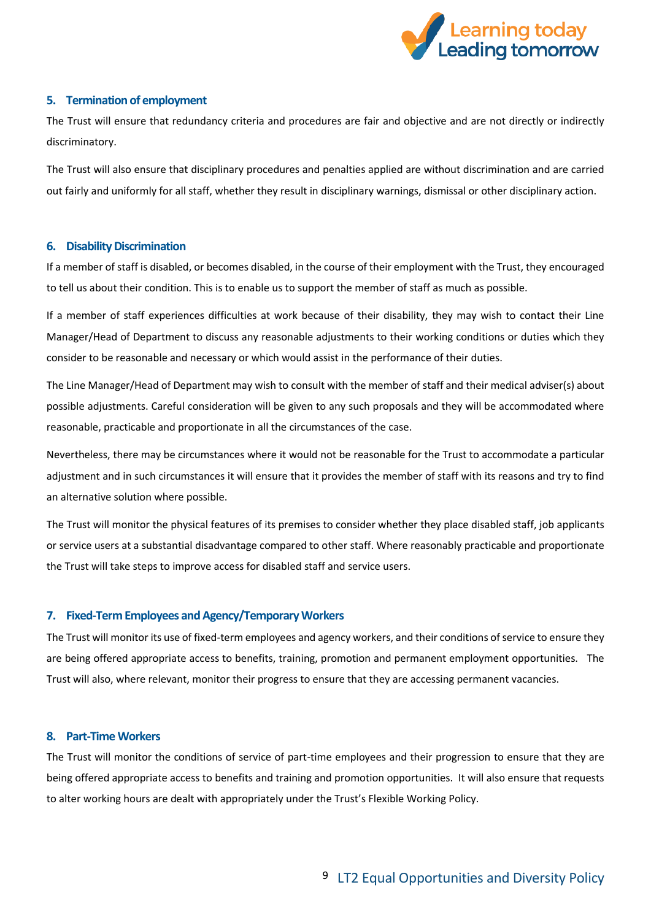## 5. Termination of employment

The Trust will ensure that redundancy criteria and procedures are fair and objective and are not directly or indirectly discriminatory.

The Trust will also ensure that disciplinary procedures and penalties applied are without discrimination and are carried out fairly and uniformly for all staff, whether they result in disciplinary warnings, dismissal or other disciplinary action.

## 6. Disability Discrimination

If a member of staff is disabled, or becomes disabled, in the course of their employment with the Trust, they encouraged to tell us about their condition. This is to enable us to support the member of staff as much as possible.

If a member of staff experiences difficulties at work because of their disability, they may wish to contact their Line Manager/Head of Department to discuss any reasonable adjustments to their working conditions or duties which they consider to be reasonable and necessary or which would assist in the performance of their duties.

The Line Manager/Head of Department may wish to consult with the member of staff and their medical adviser(s) about possible adjustments. Careful consideration will be given to any such proposals and they will be accommodated where reasonable, practicable and proportionate in all the circumstances of the case.

Nevertheless, there may be circumstances where it would not be reasonable for the Trust to accommodate a particular adjustment and in such circumstances it will ensure that it provides the member of staff with its reasons and try to find an alternative solution where possible.

The Trust will monitor the physical features of its premises to consider whether they place disabled staff, job applicants or service users at a substantial disadvantage compared to other staff. Where reasonably practicable and proportionate the Trust will take steps to improve access for disabled staff and service users.

## 7. Fixed-Term Employees and Agency/Temporary Workers

The Trust will monitor its use of fixed-term employees and agency workers, and their conditions of service to ensure they are being offered appropriate access to benefits, training, promotion and permanent employment opportunities. The Trust will also, where relevant, monitor their progress to ensure that they are accessing permanent vacancies.

## 8. Part-Time Workers

The Trust will monitor the conditions of service of part-time employees and their progression to ensure that they are being offered appropriate access to benefits and training and promotion opportunities. It will also ensure that requests to alter working hours are dealt with appropriately under the Trust's Flexible Working Policy.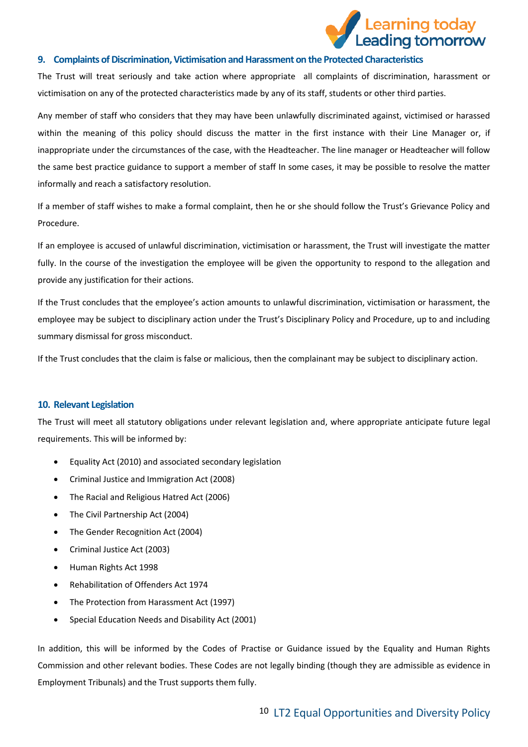## 9. Complaints of Discrimination, Victimisation and Harassment on the Protected Characteristics

The Trust will treat seriously and take action where appropriate all complaints of discrimination, harassment or victimisation on any of the protected characteristics made by any of its staff, students or other third parties.

Any member of staff who considers that they may have been unlawfully discriminated against, victimised or harassed within the meaning of this policy should discuss the matter in the first instance with their Line Manager or, if inappropriate under the circumstances of the case, with the Headteacher. The line manager or Headteacher will follow the same best practice guidance to support a member of staff In some cases, it may be possible to resolve the matter informally and reach a satisfactory resolution.

If a member of staff wishes to make a formal complaint, then he or she should follow the Trust's Grievance Policy and Procedure.

If an employee is accused of unlawful discrimination, victimisation or harassment, the Trust will investigate the matter fully. In the course of the investigation the employee will be given the opportunity to respond to the allegation and provide any justification for their actions.

If the Trust concludes that the employee's action amounts to unlawful discrimination, victimisation or harassment, the employee may be subject to disciplinary action under the Trust's Disciplinary Policy and Procedure, up to and including summary dismissal for gross misconduct.

If the Trust concludes that the claim is false or malicious, then the complainant may be subject to disciplinary action.

## 10. Relevant Legislation

The Trust will meet all statutory obligations under relevant legislation and, where appropriate anticipate future legal requirements. This will be informed by:

- Equality Act (2010) and associated secondary legislation
- Criminal Justice and Immigration Act (2008)
- The Racial and Religious Hatred Act (2006)
- The Civil Partnership Act (2004)
- The Gender Recognition Act (2004)
- Criminal Justice Act (2003)
- Human Rights Act 1998
- Rehabilitation of Offenders Act 1974
- The Protection from Harassment Act (1997)
- Special Education Needs and Disability Act (2001)

In addition, this will be informed by the Codes of Practise or Guidance issued by the Equality and Human Rights Commission and other relevant bodies. These Codes are not legally binding (though they are admissible as evidence in Employment Tribunals) and the Trust supports them fully.